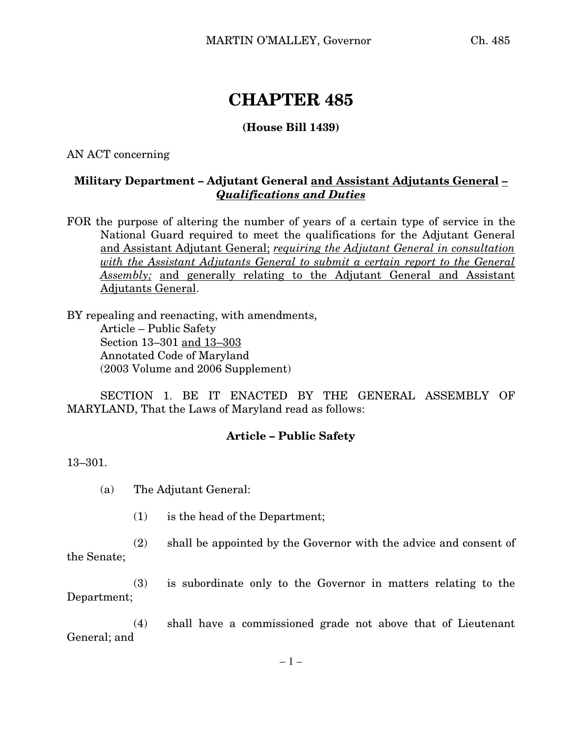# CHAPTER 485

**(House Bill 1439)**

AN ACT concerning

**Military Department – Adjutant General <u>and Assistant Adjutants General</u> <u>–</u> <u>*Qualifications and Duties*</u>**

FOR the purpose of altering the number of years of a certain type of service in the National Guard required to meet the qualifications for the Adjutant General <u>and Assistant Adjutant General;</u> <u>*requiring the Adjutant General in consultation with the Assistant Adjutants General to submit a certain report to the General Assembly;*</u> <u>and generally relating to the Adjutant General and Assistant Adjutants General</u>.

BY repealing and reenacting, with amendments,
Article – Public Safety
Section 13–301 <u>and 13–303</u>
Annotated Code of Maryland
(2003 Volume and 2006 Supplement)

SECTION 1. BE IT ENACTED BY THE GENERAL ASSEMBLY OF MARYLAND, That the Laws of Maryland read as follows:

**Article – Public Safety**

13–301.

(a) The Adjutant General:

(1) is the head of the Department;

(2) shall be appointed by the Governor with the advice and consent of the Senate;

(3) is subordinate only to the Governor in matters relating to the Department;

(4) shall have a commissioned grade not above that of Lieutenant General; and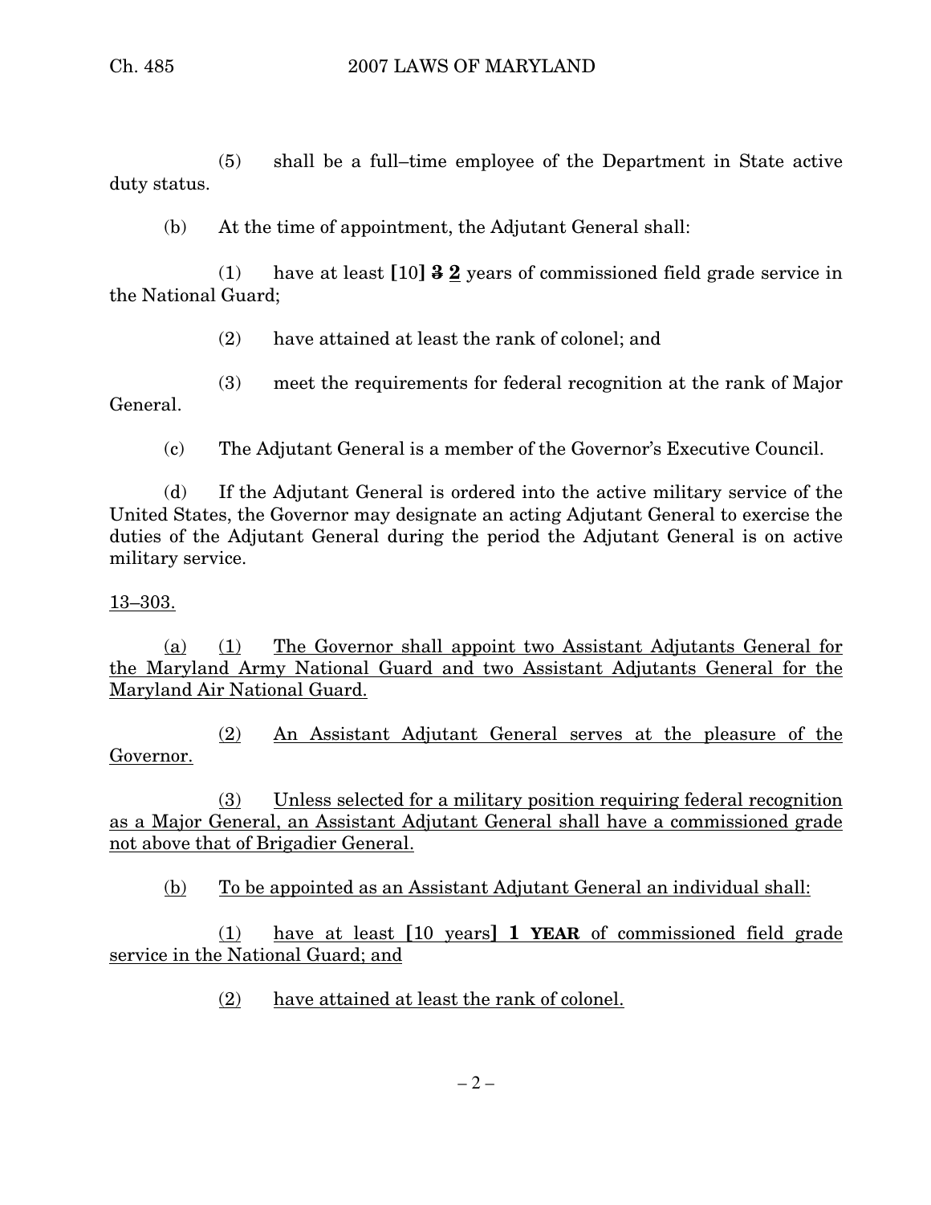(5) shall be a full–time employee of the Department in State active duty status.

(b) At the time of appointment, the Adjutant General shall:

(1) have at least [10] ~~**3**~~ <u>**2**</u> years of commissioned field grade service in the National Guard;

(2) have attained at least the rank of colonel; and

(3) meet the requirements for federal recognition at the rank of Major General.

(c) The Adjutant General is a member of the Governor's Executive Council.

(d) If the Adjutant General is ordered into the active military service of the United States, the Governor may designate an acting Adjutant General to exercise the duties of the Adjutant General during the period the Adjutant General is on active military service.

<u>13–303.</u>

<u>(a) (1) The Governor shall appoint two Assistant Adjutants General for the Maryland Army National Guard and two Assistant Adjutants General for the Maryland Air National Guard.</u>

<u>(2) An Assistant Adjutant General serves at the pleasure of the Governor.</u>

<u>(3) Unless selected for a military position requiring federal recognition as a Major General, an Assistant Adjutant General shall have a commissioned grade not above that of Brigadier General.</u>

<u>(b) To be appointed as an Assistant Adjutant General an individual shall:</u>

<u>(1) have at least [10 years] **1 YEAR** of commissioned field grade service in the National Guard; and</u>

<u>(2) have attained at least the rank of colonel.</u>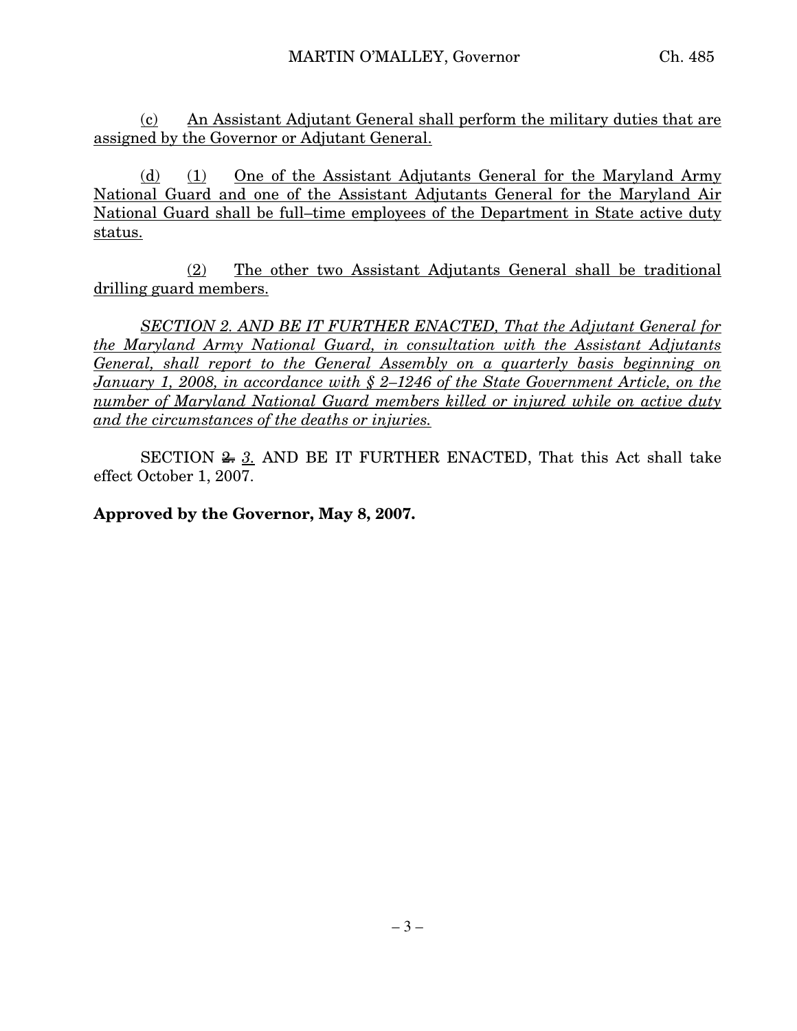(c) An Assistant Adjutant General shall perform the military duties that are assigned by the Governor or Adjutant General.

(d) (1) One of the Assistant Adjutants General for the Maryland Army National Guard and one of the Assistant Adjutants General for the Maryland Air National Guard shall be full–time employees of the Department in State active duty status.

(2) The other two Assistant Adjutants General shall be traditional drilling guard members.

*SECTION 2. AND BE IT FURTHER ENACTED, That the Adjutant General for the Maryland Army National Guard, in consultation with the Assistant Adjutants General, shall report to the General Assembly on a quarterly basis beginning on January 1, 2008, in accordance with § 2–1246 of the State Government Article, on the number of Maryland National Guard members killed or injured while on active duty and the circumstances of the deaths or injuries.*

SECTION ~~2.~~ *3.* AND BE IT FURTHER ENACTED, That this Act shall take effect October 1, 2007.

**Approved by the Governor, May 8, 2007.**